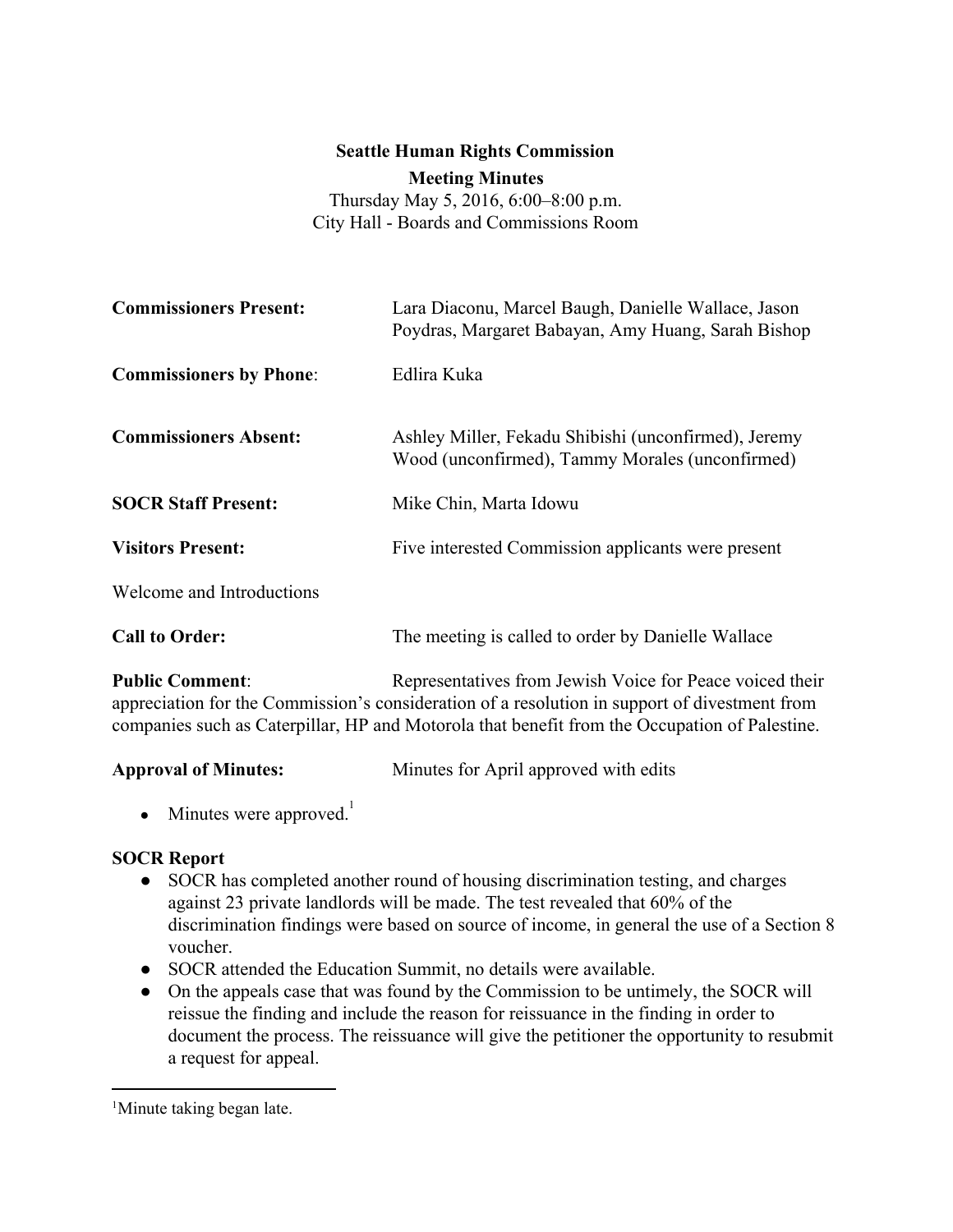**Seattle Human Rights Commission**

**Meeting Minutes**

Thursday May 5, 2016, 6:00–8:00 p.m.
City Hall - Boards and Commissions Room

**Commissioners Present:** Lara Diaconu, Marcel Baugh, Danielle Wallace, Jason Poydras, Margaret Babayan, Amy Huang, Sarah Bishop

**Commissioners by Phone**: Edlira Kuka

**Commissioners Absent:** Ashley Miller, Fekadu Shibishi (unconfirmed), Jeremy Wood (unconfirmed), Tammy Morales (unconfirmed)

**SOCR Staff Present:** Mike Chin, Marta Idowu

**Visitors Present:** Five interested Commission applicants were present

Welcome and Introductions

**Call to Order:** The meeting is called to order by Danielle Wallace

**Public Comment**: Representatives from Jewish Voice for Peace voiced their appreciation for the Commission's consideration of a resolution in support of divestment from companies such as Caterpillar, HP and Motorola that benefit from the Occupation of Palestine.

**Approval of Minutes:** Minutes for April approved with edits

- Minutes were approved.[1]

**SOCR Report**

- SOCR has completed another round of housing discrimination testing, and charges against 23 private landlords will be made. The test revealed that 60% of the discrimination findings were based on source of income, in general the use of a Section 8 voucher.
- SOCR attended the Education Summit, no details were available.
- On the appeals case that was found by the Commission to be untimely, the SOCR will reissue the finding and include the reason for reissuance in the finding in order to document the process. The reissuance will give the petitioner the opportunity to resubmit a request for appeal.

[1] Minute taking began late.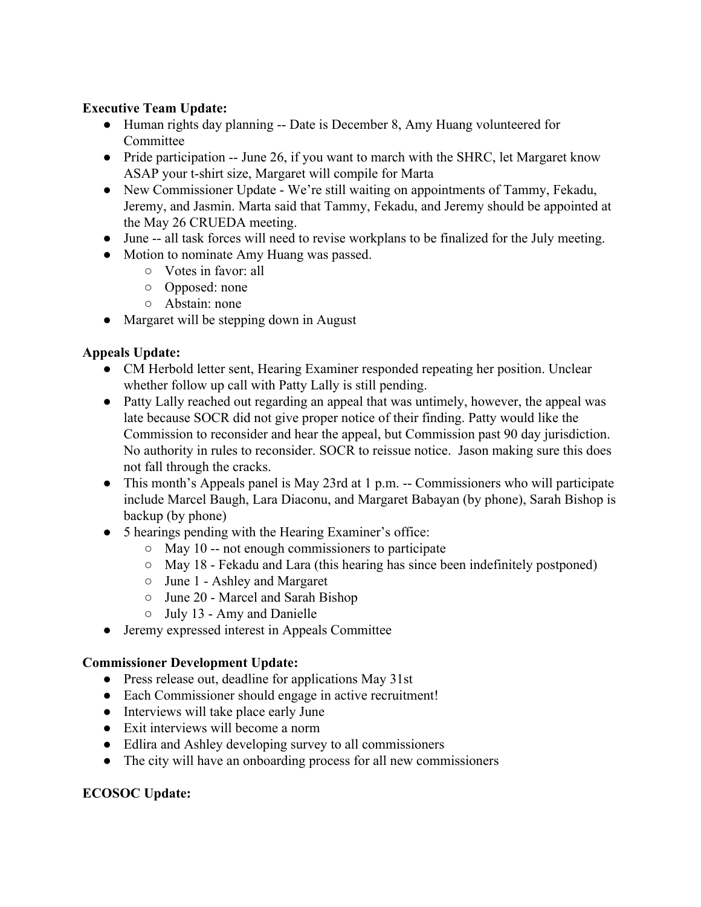**Executive Team Update:**

- Human rights day planning -- Date is December 8, Amy Huang volunteered for Committee
- Pride participation -- June 26, if you want to march with the SHRC, let Margaret know ASAP your t-shirt size, Margaret will compile for Marta
- New Commissioner Update - We're still waiting on appointments of Tammy, Fekadu, Jeremy, and Jasmin. Marta said that Tammy, Fekadu, and Jeremy should be appointed at the May 26 CRUEDA meeting.
- June -- all task forces will need to revise workplans to be finalized for the July meeting.
- Motion to nominate Amy Huang was passed.
    - Votes in favor: all
    - Opposed: none
    - Abstain: none
- Margaret will be stepping down in August

**Appeals Update:**

- CM Herbold letter sent, Hearing Examiner responded repeating her position. Unclear whether follow up call with Patty Lally is still pending.
- Patty Lally reached out regarding an appeal that was untimely, however, the appeal was late because SOCR did not give proper notice of their finding. Patty would like the Commission to reconsider and hear the appeal, but Commission past 90 day jurisdiction. No authority in rules to reconsider. SOCR to reissue notice. Jason making sure this does not fall through the cracks.
- This month's Appeals panel is May 23rd at 1 p.m. -- Commissioners who will participate include Marcel Baugh, Lara Diaconu, and Margaret Babayan (by phone), Sarah Bishop is backup (by phone)
- 5 hearings pending with the Hearing Examiner's office:
    - May 10 -- not enough commissioners to participate
    - May 18 - Fekadu and Lara (this hearing has since been indefinitely postponed)
    - June 1 - Ashley and Margaret
    - June 20 - Marcel and Sarah Bishop
    - July 13 - Amy and Danielle
- Jeremy expressed interest in Appeals Committee

**Commissioner Development Update:**

- Press release out, deadline for applications May 31st
- Each Commissioner should engage in active recruitment!
- Interviews will take place early June
- Exit interviews will become a norm
- Edlira and Ashley developing survey to all commissioners
- The city will have an onboarding process for all new commissioners

**ECOSOC Update:**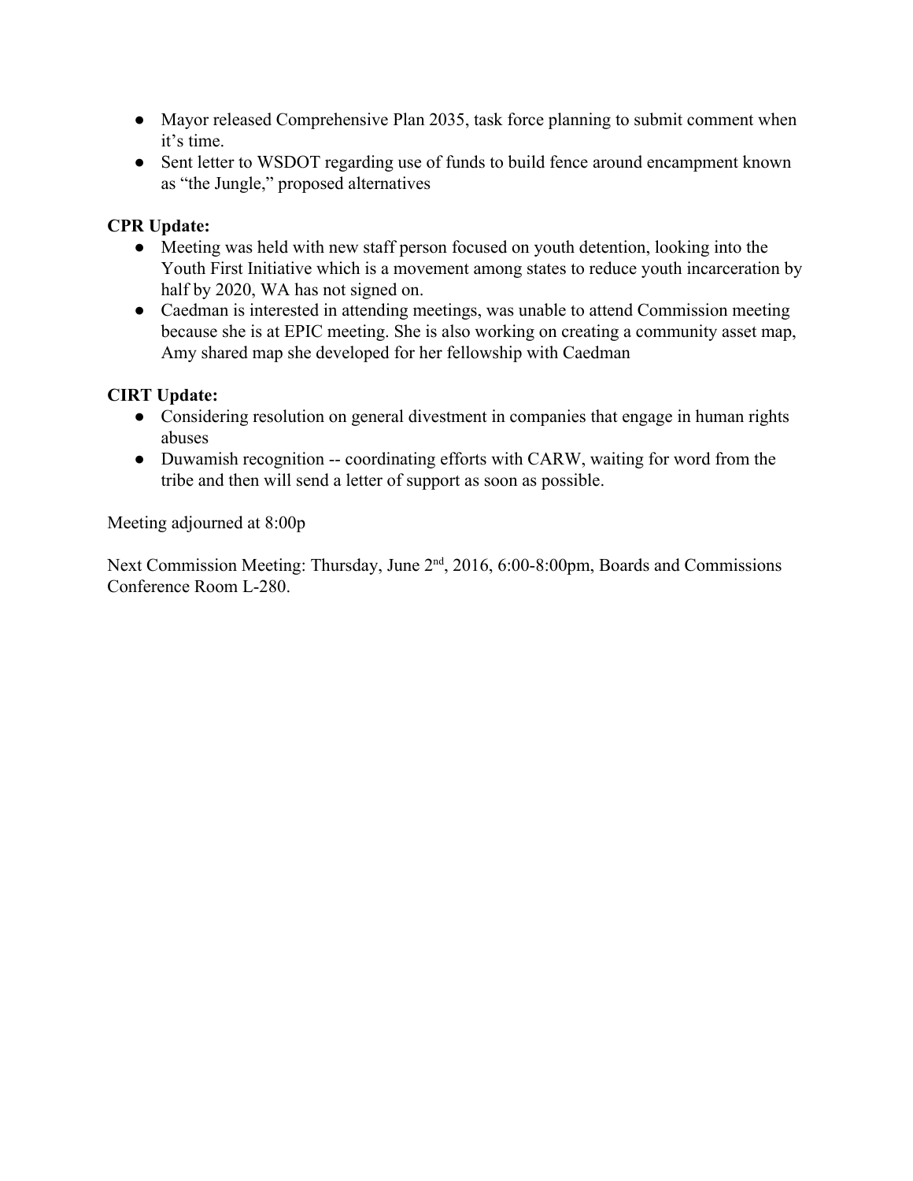- Mayor released Comprehensive Plan 2035, task force planning to submit comment when it's time.
- Sent letter to WSDOT regarding use of funds to build fence around encampment known as "the Jungle," proposed alternatives

**CPR Update:**

- Meeting was held with new staff person focused on youth detention, looking into the Youth First Initiative which is a movement among states to reduce youth incarceration by half by 2020, WA has not signed on.
- Caedman is interested in attending meetings, was unable to attend Commission meeting because she is at EPIC meeting. She is also working on creating a community asset map, Amy shared map she developed for her fellowship with Caedman

**CIRT Update:**

- Considering resolution on general divestment in companies that engage in human rights abuses
- Duwamish recognition -- coordinating efforts with CARW, waiting for word from the tribe and then will send a letter of support as soon as possible.

Meeting adjourned at 8:00p

Next Commission Meeting: Thursday, June 2nd, 2016, 6:00-8:00pm, Boards and Commissions Conference Room L-280.